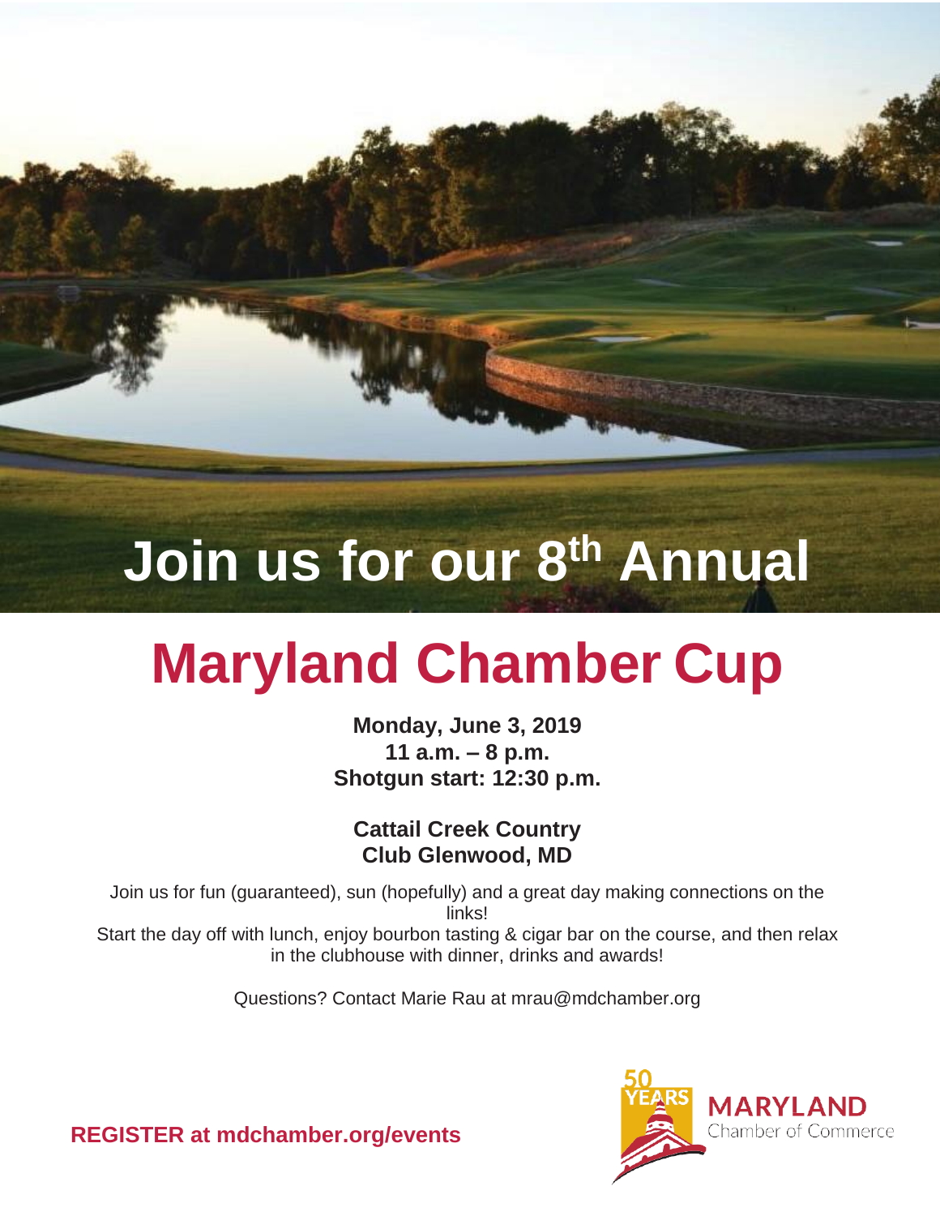# Join us for our 8th Annual

# Maryland Chamber Cup

**Monday, June 3, 2019**
**11 a.m. – 8 p.m.**
**Shotgun start: 12:30 p.m.**

**Cattail Creek Country Club Glenwood, MD**

Join us for fun (guaranteed), sun (hopefully) and a great day making connections on the links!
Start the day off with lunch, enjoy bourbon tasting & cigar bar on the course, and then relax in the clubhouse with dinner, drinks and awards!

Questions? Contact Marie Rau at mrau@mdchamber.org

**REGISTER at mdchamber.org/events**

50 YEARS MARYLAND Chamber of Commerce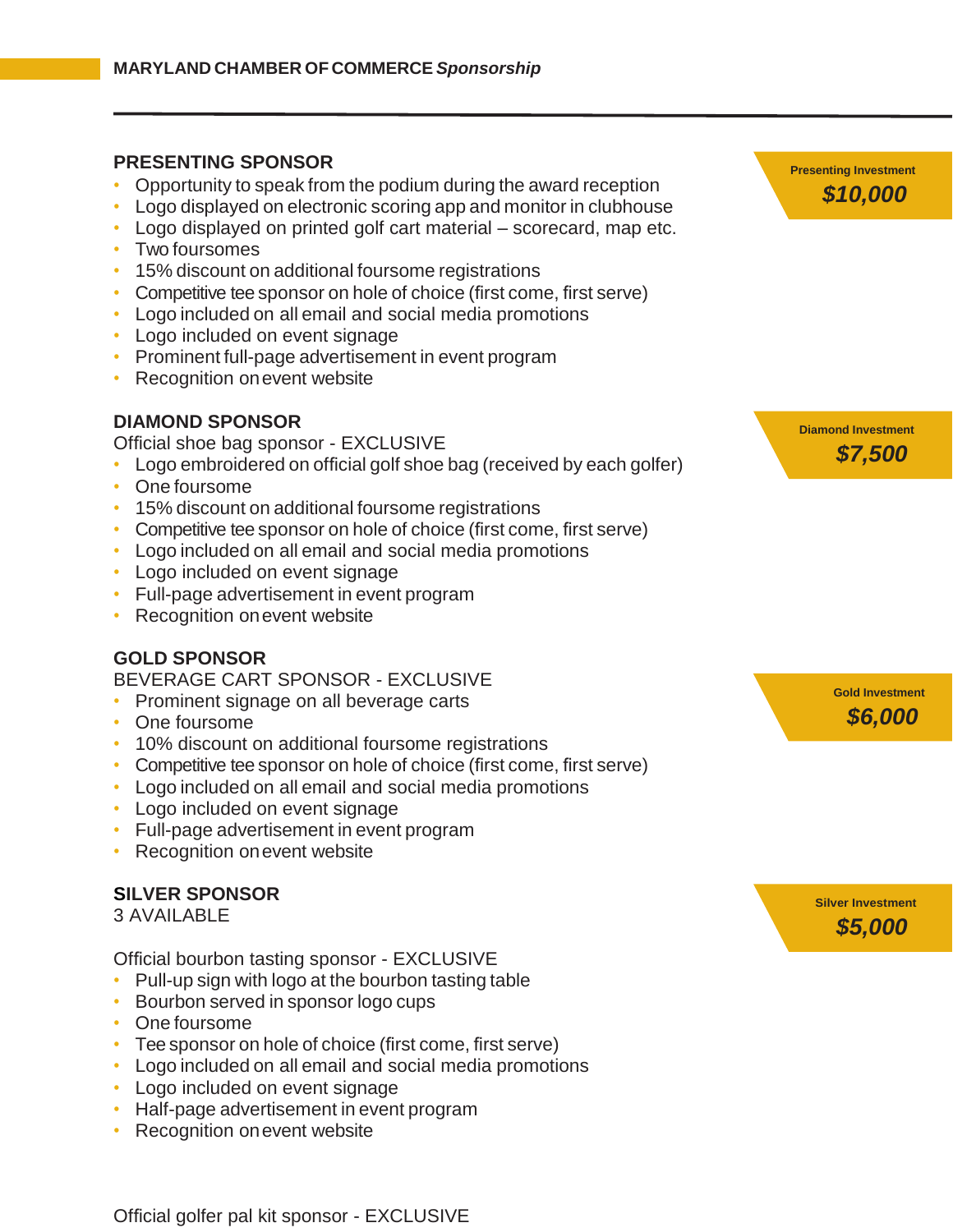## PRESENTING SENSOR

**Presenting Investment**
**$10,000**

- Opportunity to speak from the podium during the award reception
- Logo displayed on electronic scoring app and monitor in clubhouse
- Logo displayed on printed golf cart material – scorecard, map etc.
- Two foursomes
- 15% discount on additional foursome registrations
- Competitive tee sponsor on hole of choice (first come, first serve)
- Logo included on all email and social media promotions
- Logo included on event signage
- Prominent full-page advertisement in event program
- Recognition on event website

## DIAMOND SPONSOR

**Diamond Investment**
**$7,500**

Official shoe bag sponsor - EXCLUSIVE

- Logo embroidered on official golf shoe bag (received by each golfer)
- One foursome
- 15% discount on additional foursome registrations
- Competitive tee sponsor on hole of choice (first come, first serve)
- Logo included on all email and social media promotions
- Logo included on event signage
- Full-page advertisement in event program
- Recognition on event website

## GOLD SPONSOR

**Gold Investment**
**$6,000**

BEVERAGE CART SPONSOR - EXCLUSIVE

- Prominent signage on all beverage carts
- One foursome
- 10% discount on additional foursome registrations
- Competitive tee sponsor on hole of choice (first come, first serve)
- Logo included on all email and social media promotions
- Logo included on event signage
- Full-page advertisement in event program
- Recognition on event website

## SILVER SPONSOR

**Silver Investment**
**$5,000**

3 AVAILABLE

Official bourbon tasting sponsor - EXCLUSIVE

- Pull-up sign with logo at the bourbon tasting table
- Bourbon served in sponsor logo cups
- One foursome
- Tee sponsor on hole of choice (first come, first serve)
- Logo included on all email and social media promotions
- Logo included on event signage
- Half-page advertisement in event program
- Recognition on event website

Official golfer pal kit sponsor - EXCLUSIVE

## PRESENTING SPONSOR

**Presenting Investment**
**$10,000**

- Opportunity to speak from the podium during the award reception
- Logo displayed on electronic scoring app and monitor in clubhouse
- Logo displayed on printed golf cart material – scorecard, map etc.
- Two foursomes
- 15% discount on additional foursome registrations
- Competitive tee sponsor on hole of choice (first come, first serve)
- Logo included on all email and social media promotions
- Logo included on event signage
- Prominent full-page advertisement in event program
- Recognition on event website

## DIAMOND SPONSOR

**Diamond Investment**
**$7,500**

Official shoe bag sponsor - EXCLUSIVE

- Logo embroidered on official golf shoe bag (received by each golfer)
- One foursome
- 15% discount on additional foursome registrations
- Competitive tee sponsor on hole of choice (first come, first serve)
- Logo included on all email and social media promotions
- Logo included on event signage
- Full-page advertisement in event program
- Recognition on event website

## GOLD SPONSOR

**Gold Investment**
**$6,000**

BEVERAGE CART SPONSOR - EXCLUSIVE

- Prominent signage on all beverage carts
- One foursome
- 10% discount on additional foursome registrations
- Competitive tee sponsor on hole of choice (first come, first serve)
- Logo included on all email and social media promotions
- Logo included on event signage
- Full-page advertisement in event program
- Recognition on event website

## SILVER SPONSOR

**Silver Investment**
**$5,000**

3 AVAILABLE

Official bourbon tasting sponsor - EXCLUSIVE

- Pull-up sign with logo at the bourbon tasting table
- Bourbon served in sponsor logo cups
- One foursome
- Tee sponsor on hole of choice (first come, first serve)
- Logo included on all email and social media promotions
- Logo included on event signage
- Half-page advertisement in event program
- Recognition on event website

Official golfer pal kit sponsor - EXCLUSIVE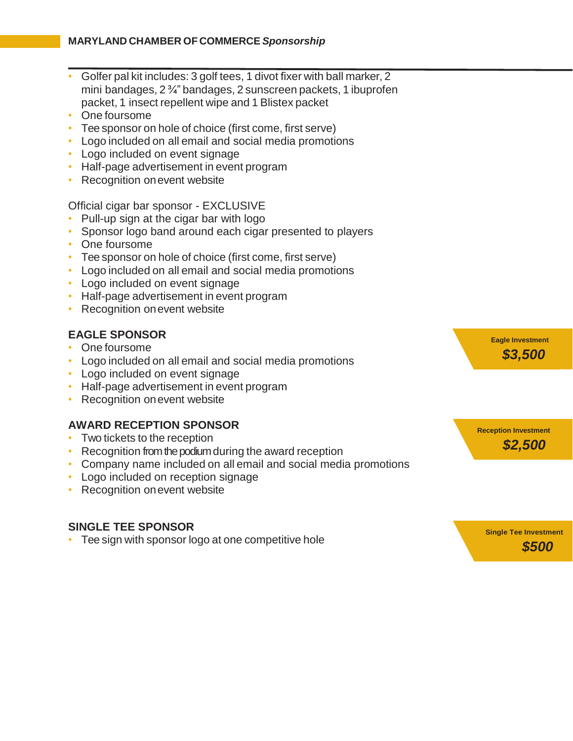- Golfer pal kit includes: 3 golf tees, 1 divot fixer with ball marker, 2 mini bandages, 2 ¾" bandages, 2 sunscreen packets, 1 ibuprofen packet, 1 insect repellent wipe and 1 Blistex packet
- One foursome
- Tee sponsor on hole of choice (first come, first serve)
- Logo included on all email and social media promotions
- Logo included on event signage
- Half-page advertisement in event program
- Recognition on event website

Official cigar bar sponsor - EXCLUSIVE

- Pull-up sign at the cigar bar with logo
- Sponsor logo band around each cigar presented to players
- One foursome
- Tee sponsor on hole of choice (first come, first serve)
- Logo included on all email and social media promotions
- Logo included on event signage
- Half-page advertisement in event program
- Recognition on event website

## EAGLE SPONSOR

**Eagle Investment**
***$3,500***

- One foursome
- Logo included on all email and social media promotions
- Logo included on event signage
- Half-page advertisement in event program
- Recognition on event website

## AWARD RECEPTION SPONSOR

**Reception Investment**
***$2,500***

- Two tickets to the reception
- Recognition from the podium during the award reception
- Company name included on all email and social media promotions
- Logo included on reception signage
- Recognition on event website

## SINGLE TEE SPONSOR

**Single Tee Investment**
***$500***

- Tee sign with sponsor logo at one competitive hole